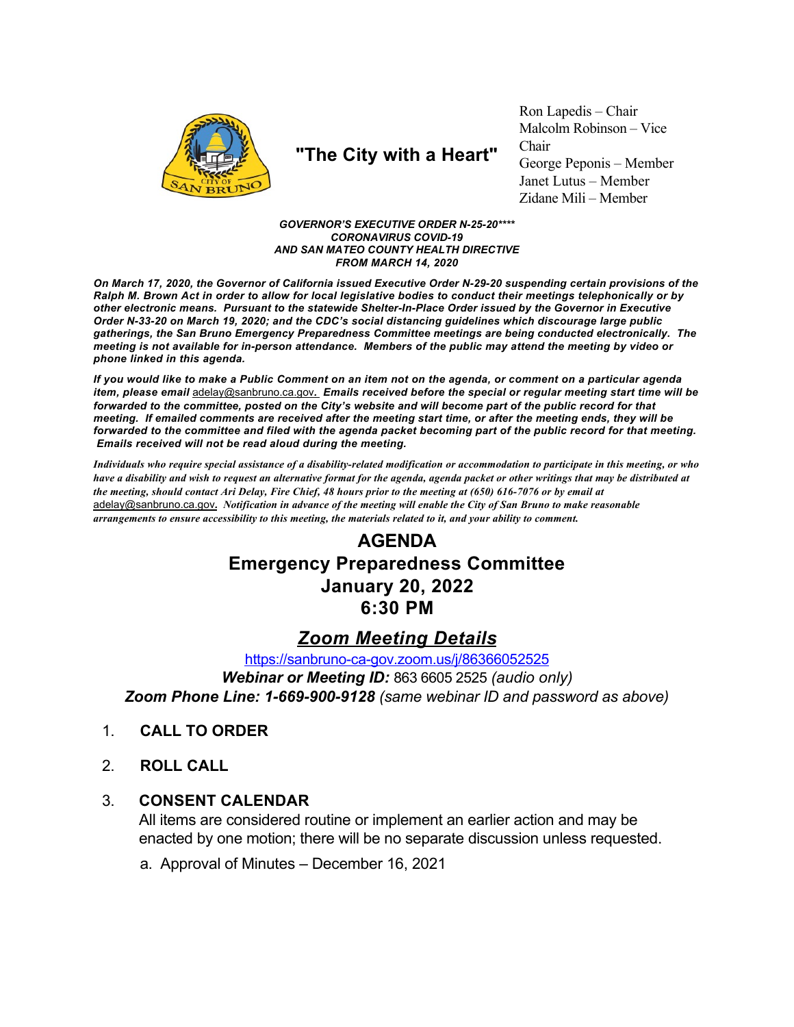"The City with a Heart"

Ron Lapedis – Chair
Malcolm Robinson – Vice Chair
George Peponis – Member
Janet Lutus – Member
Zidane Mili – Member

***GOVERNOR'S EXECUTIVE ORDER N-25-20\*\*\*\****
***CORONAVIRUS COVID-19***
***AND SAN MATEO COUNTY HEALTH DIRECTIVE***
***FROM MARCH 14, 2020***

***On March 17, 2020, the Governor of California issued Executive Order N-29-20 suspending certain provisions of the Ralph M. Brown Act in order to allow for local legislative bodies to conduct their meetings telephonically or by other electronic means. Pursuant to the statewide Shelter-In-Place Order issued by the Governor in Executive Order N-33-20 on March 19, 2020; and the CDC's social distancing guidelines which discourage large public gatherings, the San Bruno Emergency Preparedness Committee meetings are being conducted electronically. The meeting is not available for in-person attendance. Members of the public may attend the meeting by video or phone linked in this agenda.***

***If you would like to make a Public Comment on an item not on the agenda, or comment on a particular agenda item, please email*** adelay@sanbruno.ca.gov***. Emails received before the special or regular meeting start time will be forwarded to the committee, posted on the City's website and will become part of the public record for that meeting. If emailed comments are received after the meeting start time, or after the meeting ends, they will be forwarded to the committee and filed with the agenda packet becoming part of the public record for that meeting. Emails received will not be read aloud during the meeting.***

***Individuals who require special assistance of a disability-related modification or accommodation to participate in this meeting, or who have a disability and wish to request an alternative format for the agenda, agenda packet or other writings that may be distributed at the meeting, should contact Ari Delay, Fire Chief, 48 hours prior to the meeting at (650) 616-7076 or by email at*** adelay@sanbruno.ca.gov***. Notification in advance of the meeting will enable the City of San Bruno to make reasonable arrangements to ensure accessibility to this meeting, the materials related to it, and your ability to comment.***

# AGENDA
# Emergency Preparedness Committee
# January 20, 2022
# 6:30 PM

## *Zoom Meeting Details*

https://sanbruno-ca-gov.zoom.us/j/86366052525

***Webinar or Meeting ID:*** 863 6605 2525 *(audio only)*

***Zoom Phone Line: 1-669-900-9128*** *(same webinar ID and password as above)*

1. **CALL TO ORDER**

2. **ROLL CALL**

3. **CONSENT CALENDAR**

   All items are considered routine or implement an earlier action and may be enacted by one motion; there will be no separate discussion unless requested.

   a. Approval of Minutes – December 16, 2021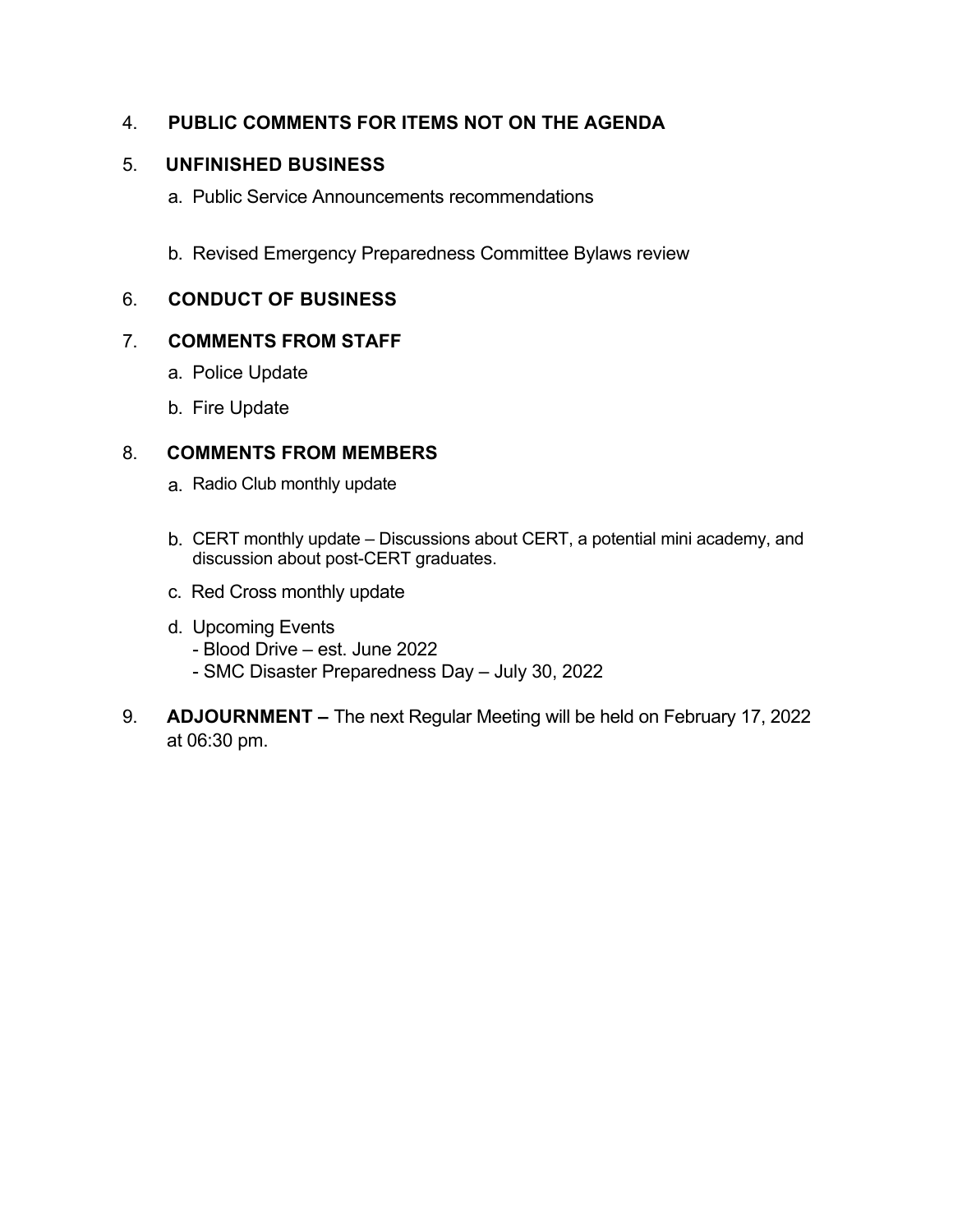4. **PUBLIC COMMENTS FOR ITEMS NOT ON THE AGENDA**

5. **UNFINISHED BUSINESS**

   a. Public Service Announcements recommendations

   b. Revised Emergency Preparedness Committee Bylaws review

6. **CONDUCT OF BUSINESS**

7. **COMMENTS FROM STAFF**

   a. Police Update

   b. Fire Update

8. **COMMENTS FROM MEMBERS**

   a. Radio Club monthly update

   b. CERT monthly update – Discussions about CERT, a potential mini academy, and discussion about post-CERT graduates.

   c. Red Cross monthly update

   d. Upcoming Events
      - Blood Drive – est. June 2022
      - SMC Disaster Preparedness Day – July 30, 2022

9. **ADJOURNMENT –** The next Regular Meeting will be held on February 17, 2022 at 06:30 pm.